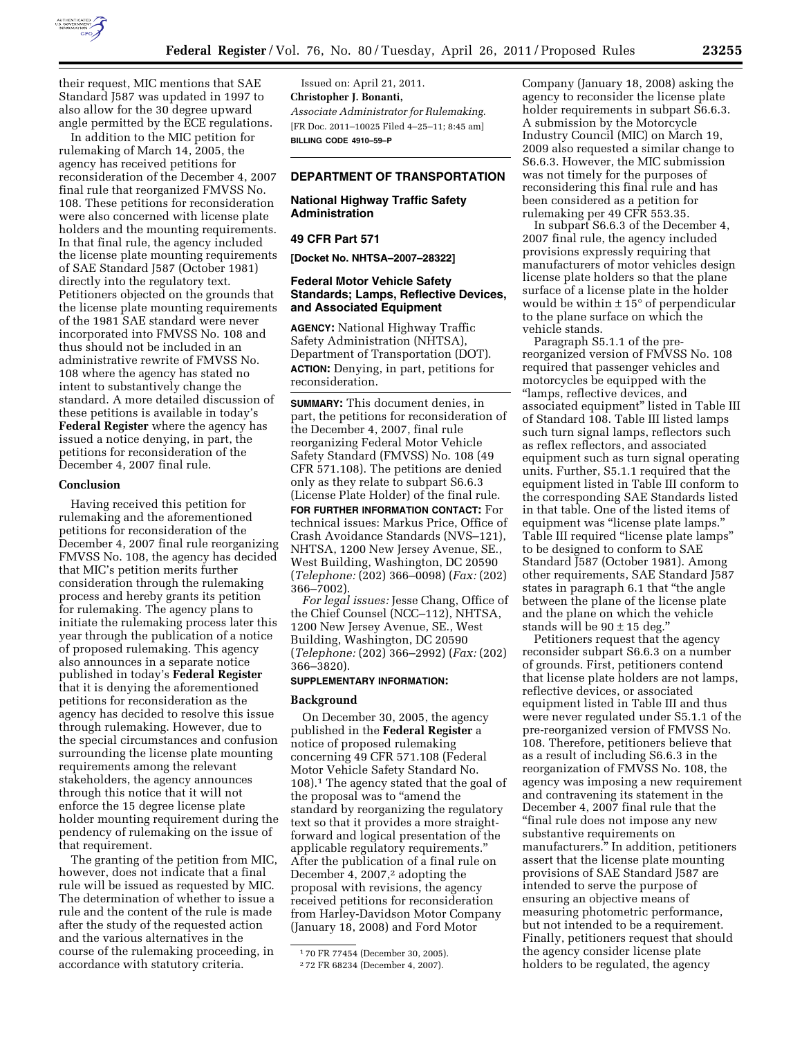their request, MIC mentions that SAE Standard J587 was updated in 1997 to also allow for the 30 degree upward angle permitted by the ECE regulations.

In addition to the MIC petition for rulemaking of March 14, 2005, the agency has received petitions for reconsideration of the December 4, 2007 final rule that reorganized FMVSS No. 108. These petitions for reconsideration were also concerned with license plate holders and the mounting requirements. In that final rule, the agency included the license plate mounting requirements of SAE Standard J587 (October 1981) directly into the regulatory text. Petitioners objected on the grounds that the license plate mounting requirements of the 1981 SAE standard were never incorporated into FMVSS No. 108 and thus should not be included in an administrative rewrite of FMVSS No. 108 where the agency has stated no intent to substantively change the standard. A more detailed discussion of these petitions is available in today's **Federal Register** where the agency has issued a notice denying, in part, the petitions for reconsideration of the December 4, 2007 final rule.

### Conclusion

Having received this petition for rulemaking and the aforementioned petitions for reconsideration of the December 4, 2007 final rule reorganizing FMVSS No. 108, the agency has decided that MIC's petition merits further consideration through the rulemaking process and hereby grants its petition for rulemaking. The agency plans to initiate the rulemaking process later this year through the publication of a notice of proposed rulemaking. This agency also announces in a separate notice published in today's **Federal Register** that it is denying the aforementioned petitions for reconsideration as the agency has decided to resolve this issue through rulemaking. However, due to the special circumstances and confusion surrounding the license plate mounting requirements among the relevant stakeholders, the agency announces through this notice that it will not enforce the 15 degree license plate holder mounting requirement during the pendency of rulemaking on the issue of that requirement.

The granting of the petition from MIC, however, does not indicate that a final rule will be issued as requested by MIC. The determination of whether to issue a rule and the content of the rule is made after the study of the requested action and the various alternatives in the course of the rulemaking proceeding, in accordance with statutory criteria.

Issued on: April 21, 2011.

**Christopher J. Bonanti,**

*Associate Administrator for Rulemaking.*

[FR Doc. 2011–10025 Filed 4–25–11; 8:45 am]

**BILLING CODE 4910–59–P**

---

## DEPARTMENT OF TRANSPORTATION

### National Highway Traffic Safety Administration

### 49 CFR Part 571

**[Docket No. NHTSA–2007–28322]**

### Federal Motor Vehicle Safety Standards; Lamps, Reflective Devices, and Associated Equipment

**AGENCY:** National Highway Traffic Safety Administration (NHTSA), Department of Transportation (DOT).

**ACTION:** Denying, in part, petitions for reconsideration.

**SUMMARY:** This document denies, in part, the petitions for reconsideration of the December 4, 2007, final rule reorganizing Federal Motor Vehicle Safety Standard (FMVSS) No. 108 (49 CFR 571.108). The petitions are denied only as they relate to subpart S6.6.3 (License Plate Holder) of the final rule.

**FOR FURTHER INFORMATION CONTACT:** For technical issues: Markus Price, Office of Crash Avoidance Standards (NVS–121), NHTSA, 1200 New Jersey Avenue, SE., West Building, Washington, DC 20590 (*Telephone:* (202) 366–0098) (*Fax:* (202) 366–7002).

*For legal issues:* Jesse Chang, Office of the Chief Counsel (NCC–112), NHTSA, 1200 New Jersey Avenue, SE., West Building, Washington, DC 20590 (*Telephone:* (202) 366–2992) (*Fax:* (202) 366–3820).

**SUPPLEMENTARY INFORMATION:**

### Background

On December 30, 2005, the agency published in the **Federal Register** a notice of proposed rulemaking concerning 49 CFR 571.108 (Federal Motor Vehicle Safety Standard No. 108).[1] The agency stated that the goal of the proposal was to "amend the standard by reorganizing the regulatory text so that it provides a more straight-forward and logical presentation of the applicable regulatory requirements." After the publication of a final rule on December 4, 2007,[2] adopting the proposal with revisions, the agency received petitions for reconsideration from Harley-Davidson Motor Company (January 18, 2008) and Ford Motor Company (January 18, 2008) asking the agency to reconsider the license plate holder requirements in subpart S6.6.3. A submission by the Motorcycle Industry Council (MIC) on March 19, 2009 also requested a similar change to S6.6.3. However, the MIC submission was not timely for the purposes of reconsidering this final rule and has been considered as a petition for rulemaking per 49 CFR 553.35.

In subpart S6.6.3 of the December 4, 2007 final rule, the agency included provisions expressly requiring that manufacturers of motor vehicles design license plate holders so that the plane surface of a license plate in the holder would be within $\pm 15°$ of perpendicular to the plane surface on which the vehicle stands.

Paragraph S5.1.1 of the pre-reorganized version of FMVSS No. 108 required that passenger vehicles and motorcycles be equipped with the "lamps, reflective devices, and associated equipment" listed in Table III of Standard 108. Table III listed lamps such turn signal lamps, reflectors such as reflex reflectors, and associated equipment such as turn signal operating units. Further, S5.1.1 required that the equipment listed in Table III conform to the corresponding SAE Standards listed in that table. One of the listed items of equipment was "license plate lamps." Table III required "license plate lamps" to be designed to conform to SAE Standard J587 (October 1981). Among other requirements, SAE Standard J587 states in paragraph 6.1 that "the angle between the plane of the license plate and the plane on which the vehicle stands will be $90 \pm 15$ deg."

Petitioners request that the agency reconsider subpart S6.6.3 on a number of grounds. First, petitioners contend that license plate holders are not lamps, reflective devices, or associated equipment listed in Table III and thus were never regulated under S5.1.1 of the pre-reorganized version of FMVSS No. 108. Therefore, petitioners believe that as a result of including S6.6.3 in the reorganization of FMVSS No. 108, the agency was imposing a new requirement and contravening its statement in the December 4, 2007 final rule that the "final rule does not impose any new substantive requirements on manufacturers." In addition, petitioners assert that the license plate mounting provisions of SAE Standard J587 are intended to serve the purpose of ensuring an objective means of measuring photometric performance, but not intended to be a requirement. Finally, petitioners request that should the agency consider license plate holders to be regulated, the agency

---

[1] 70 FR 77454 (December 30, 2005).

[2] 72 FR 68234 (December 4, 2007).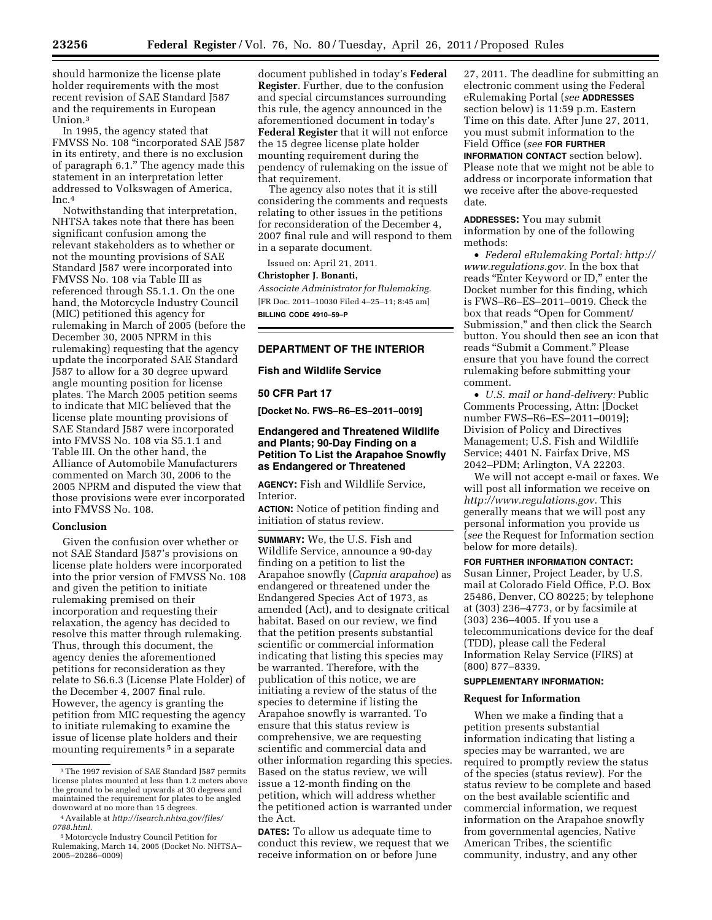should harmonize the license plate holder requirements with the most recent revision of SAE Standard J587 and the requirements in European Union.[3]

In 1995, the agency stated that FMVSS No. 108 "incorporated SAE J587 in its entirety, and there is no exclusion of paragraph 6.1." The agency made this statement in an interpretation letter addressed to Volkswagen of America, Inc.[4]

Notwithstanding that interpretation, NHTSA takes note that there has been significant confusion among the relevant stakeholders as to whether or not the mounting provisions of SAE Standard J587 were incorporated into FMVSS No. 108 via Table III as referenced through S5.1.1. On the one hand, the Motorcycle Industry Council (MIC) petitioned this agency for rulemaking in March of 2005 (before the December 30, 2005 NPRM in this rulemaking) requesting that the agency update the incorporated SAE Standard J587 to allow for a 30 degree upward angle mounting position for license plates. The March 2005 petition seems to indicate that MIC believed that the license plate mounting provisions of SAE Standard J587 were incorporated into FMVSS No. 108 via S5.1.1 and Table III. On the other hand, the Alliance of Automobile Manufacturers commented on March 30, 2006 to the 2005 NPRM and disputed the view that those provisions were ever incorporated into FMVSS No. 108.

**Conclusion**

Given the confusion over whether or not SAE Standard J587's provisions on license plate holders were incorporated into the prior version of FMVSS No. 108 and given the petition to initiate rulemaking premised on their incorporation and requesting their relaxation, the agency has decided to resolve this matter through rulemaking. Thus, through this document, the agency denies the aforementioned petitions for reconsideration as they relate to S6.6.3 (License Plate Holder) of the December 4, 2007 final rule. However, the agency is granting the petition from MIC requesting the agency to initiate rulemaking to examine the issue of license plate holders and their mounting requirements[5] in a separate document published in today's **Federal Register**. Further, due to the confusion and special circumstances surrounding this rule, the agency announced in the aforementioned document in today's **Federal Register** that it will not enforce the 15 degree license plate holder mounting requirement during the pendency of rulemaking on the issue of that requirement.

The agency also notes that it is still considering the comments and requests relating to other issues in the petitions for reconsideration of the December 4, 2007 final rule and will respond to them in a separate document.

Issued on: April 21, 2011.

**Christopher J. Bonanti,**

*Associate Administrator for Rulemaking.*

[FR Doc. 2011–10030 Filed 4–25–11; 8:45 am]

**BILLING CODE 4910–59–P**

[3] The 1997 revision of SAE Standard J587 permits license plates mounted at less than 1.2 meters above the ground to be angled upwards at 30 degrees and maintained the requirement for plates to be angled downward at no more than 15 degrees.

[4] Available at *http://isearch.nhtsa.gov/files/0788.html*.

[5] Motorcycle Industry Council Petition for Rulemaking, March 14, 2005 (Docket No. NHTSA–2005–20286–0009)

---

## DEPARTMENT OF THE INTERIOR

### Fish and Wildlife Service

### 50 CFR Part 17

**[Docket No. FWS–R6–ES–2011–0019]**

### Endangered and Threatened Wildlife and Plants; 90-Day Finding on a Petition To List the Arapahoe Snowfly as Endangered or Threatened

**AGENCY:** Fish and Wildlife Service, Interior.

**ACTION:** Notice of petition finding and initiation of status review.

**SUMMARY:** We, the U.S. Fish and Wildlife Service, announce a 90-day finding on a petition to list the Arapahoe snowfly (*Capnia arapahoe*) as endangered or threatened under the Endangered Species Act of 1973, as amended (Act), and to designate critical habitat. Based on our review, we find that the petition presents substantial scientific or commercial information indicating that listing this species may be warranted. Therefore, with the publication of this notice, we are initiating a review of the status of the species to determine if listing the Arapahoe snowfly is warranted. To ensure that this status review is comprehensive, we are requesting scientific and commercial data and other information regarding this species. Based on the status review, we will issue a 12-month finding on the petition, which will address whether the petitioned action is warranted under the Act.

**DATES:** To allow us adequate time to conduct this review, we request that we receive information on or before June 27, 2011. The deadline for submitting an electronic comment using the Federal eRulemaking Portal (*see* **ADDRESSES** section below) is 11:59 p.m. Eastern Time on this date. After June 27, 2011, you must submit information to the Field Office (*see* **FOR FURTHER INFORMATION CONTACT** section below). Please note that we might not be able to address or incorporate information that we receive after the above-requested date.

**ADDRESSES:** You may submit information by one of the following methods:

- *Federal eRulemaking Portal: http://www.regulations.gov.* In the box that reads "Enter Keyword or ID," enter the Docket number for this finding, which is FWS–R6–ES–2011–0019. Check the box that reads "Open for Comment/Submission," and then click the Search button. You should then see an icon that reads "Submit a Comment." Please ensure that you have found the correct rulemaking before submitting your comment.
- *U.S. mail or hand-delivery:* Public Comments Processing, Attn: [Docket number FWS–R6–ES–2011–0019]; Division of Policy and Directives Management; U.S. Fish and Wildlife Service; 4401 N. Fairfax Drive, MS 2042–PDM; Arlington, VA 22203.

We will not accept e-mail or faxes. We will post all information we receive on *http://www.regulations.gov.* This generally means that we will post any personal information you provide us (*see* the Request for Information section below for more details).

**FOR FURTHER INFORMATION CONTACT:** Susan Linner, Project Leader, by U.S. mail at Colorado Field Office, P.O. Box 25486, Denver, CO 80225; by telephone at (303) 236–4773, or by facsimile at (303) 236–4005. If you use a telecommunications device for the deaf (TDD), please call the Federal Information Relay Service (FIRS) at (800) 877–8339.

**SUPPLEMENTARY INFORMATION:**

**Request for Information**

When we make a finding that a petition presents substantial information indicating that listing a species may be warranted, we are required to promptly review the status of the species (status review). For the status review to be complete and based on the best available scientific and commercial information, we request information on the Arapahoe snowfly from governmental agencies, Native American Tribes, the scientific community, industry, and any other